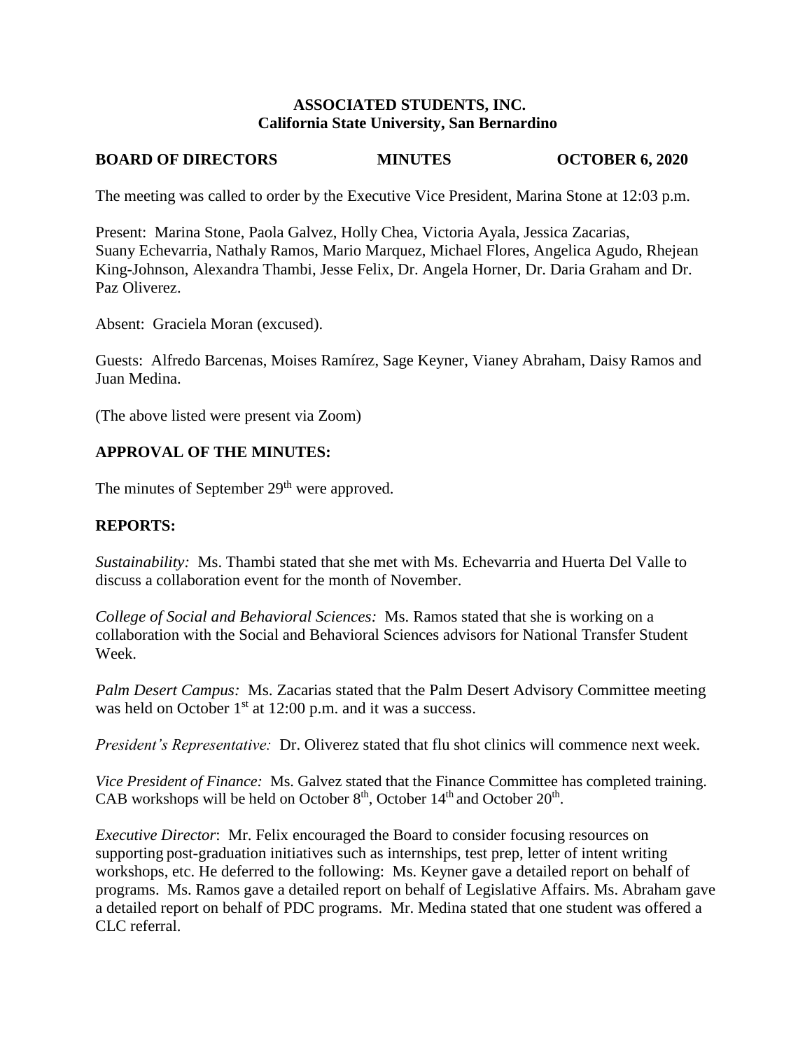**ASSOCIATED STUDENTS, INC.**
**California State University, San Bernardino**

**BOARD OF DIRECTORS** **MINUTES** **OCTOBER 6, 2020**

The meeting was called to order by the Executive Vice President, Marina Stone at 12:03 p.m.

Present: Marina Stone, Paola Galvez, Holly Chea, Victoria Ayala, Jessica Zacarias, Suany Echevarria, Nathaly Ramos, Mario Marquez, Michael Flores, Angelica Agudo, Rhejean King-Johnson, Alexandra Thambi, Jesse Felix, Dr. Angela Horner, Dr. Daria Graham and Dr. Paz Oliverez.

Absent: Graciela Moran (excused).

Guests: Alfredo Barcenas, Moises Ramírez, Sage Keyner, Vianey Abraham, Daisy Ramos and Juan Medina.

(The above listed were present via Zoom)

## APPROVAL OF THE MINUTES:

The minutes of September 29th were approved.

## REPORTS:

*Sustainability:* Ms. Thambi stated that she met with Ms. Echevarria and Huerta Del Valle to discuss a collaboration event for the month of November.

*College of Social and Behavioral Sciences:* Ms. Ramos stated that she is working on a collaboration with the Social and Behavioral Sciences advisors for National Transfer Student Week.

*Palm Desert Campus:* Ms. Zacarias stated that the Palm Desert Advisory Committee meeting was held on October 1st at 12:00 p.m. and it was a success.

*President's Representative:* Dr. Oliverez stated that flu shot clinics will commence next week.

*Vice President of Finance:* Ms. Galvez stated that the Finance Committee has completed training. CAB workshops will be held on October 8th, October 14th and October 20th.

*Executive Director*: Mr. Felix encouraged the Board to consider focusing resources on supporting post-graduation initiatives such as internships, test prep, letter of intent writing workshops, etc. He deferred to the following: Ms. Keyner gave a detailed report on behalf of programs. Ms. Ramos gave a detailed report on behalf of Legislative Affairs. Ms. Abraham gave a detailed report on behalf of PDC programs. Mr. Medina stated that one student was offered a CLC referral.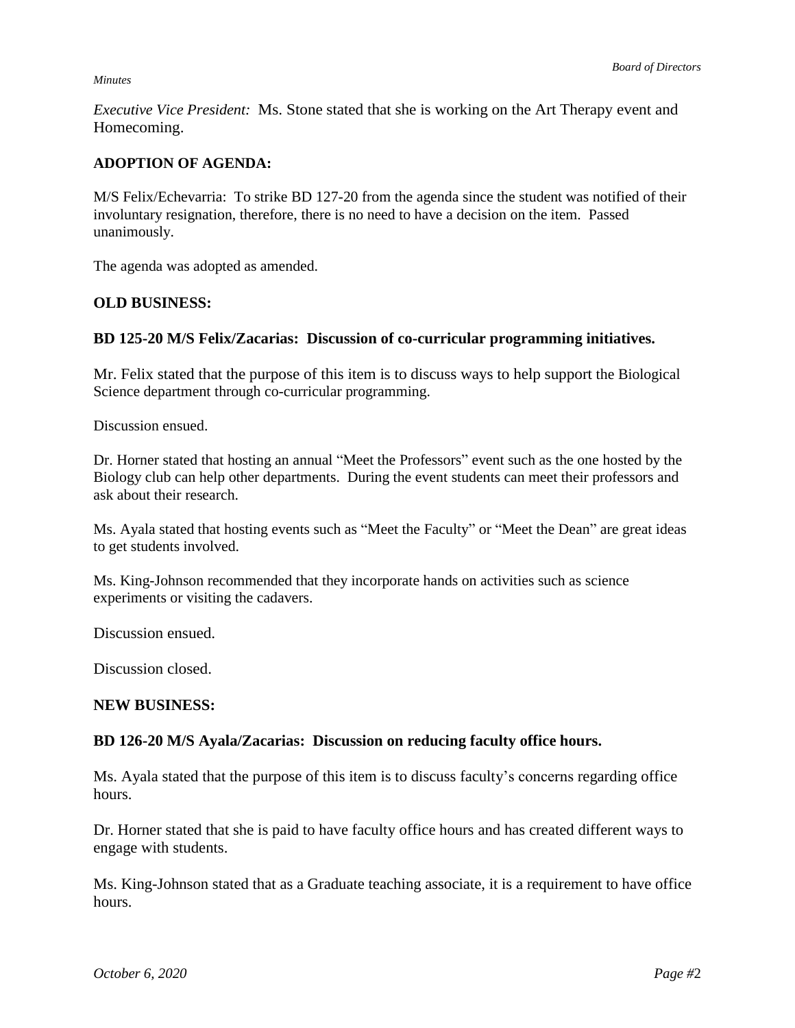*Executive Vice President:* Ms. Stone stated that she is working on the Art Therapy event and Homecoming.

**ADOPTION OF AGENDA:**

M/S Felix/Echevarria: To strike BD 127-20 from the agenda since the student was notified of their involuntary resignation, therefore, there is no need to have a decision on the item. Passed unanimously.

The agenda was adopted as amended.

**OLD BUSINESS:**

**BD 125-20 M/S Felix/Zacarias: Discussion of co-curricular programming initiatives.**

Mr. Felix stated that the purpose of this item is to discuss ways to help support the Biological Science department through co-curricular programming.

Discussion ensued.

Dr. Horner stated that hosting an annual "Meet the Professors" event such as the one hosted by the Biology club can help other departments. During the event students can meet their professors and ask about their research.

Ms. Ayala stated that hosting events such as "Meet the Faculty" or "Meet the Dean" are great ideas to get students involved.

Ms. King-Johnson recommended that they incorporate hands on activities such as science experiments or visiting the cadavers.

Discussion ensued.

Discussion closed.

**NEW BUSINESS:**

**BD 126-20 M/S Ayala/Zacarias: Discussion on reducing faculty office hours.**

Ms. Ayala stated that the purpose of this item is to discuss faculty's concerns regarding office hours.

Dr. Horner stated that she is paid to have faculty office hours and has created different ways to engage with students.

Ms. King-Johnson stated that as a Graduate teaching associate, it is a requirement to have office hours.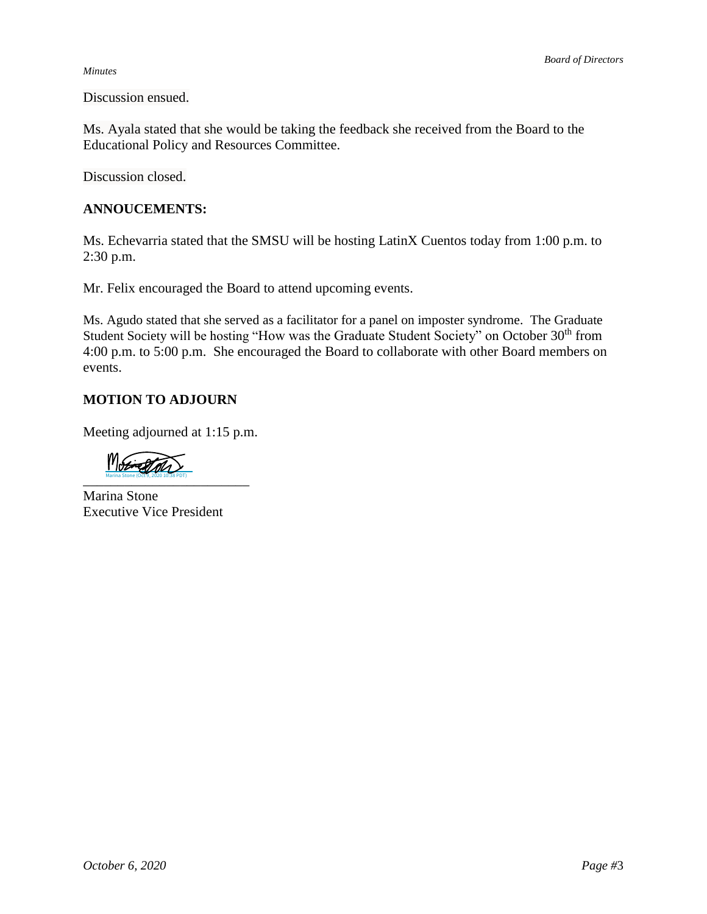Discussion ensued.

Ms. Ayala stated that she would be taking the feedback she received from the Board to the Educational Policy and Resources Committee.

Discussion closed.

**ANNOUCEMENTS:**

Ms. Echevarria stated that the SMSU will be hosting LatinX Cuentos today from 1:00 p.m. to 2:30 p.m.

Mr. Felix encouraged the Board to attend upcoming events.

Ms. Agudo stated that she served as a facilitator for a panel on imposter syndrome. The Graduate Student Society will be hosting "How was the Graduate Student Society" on October 30th from 4:00 p.m. to 5:00 p.m. She encouraged the Board to collaborate with other Board members on events.

**MOTION TO ADJOURN**

Meeting adjourned at 1:15 p.m.

Marina Stone (Oct 9, 2020 10:38 PDT)

\_\_\_\_\_\_\_\_\_\_\_\_\_\_\_\_\_\_\_\_\_\_\_\_\_\_

Marina Stone
Executive Vice President